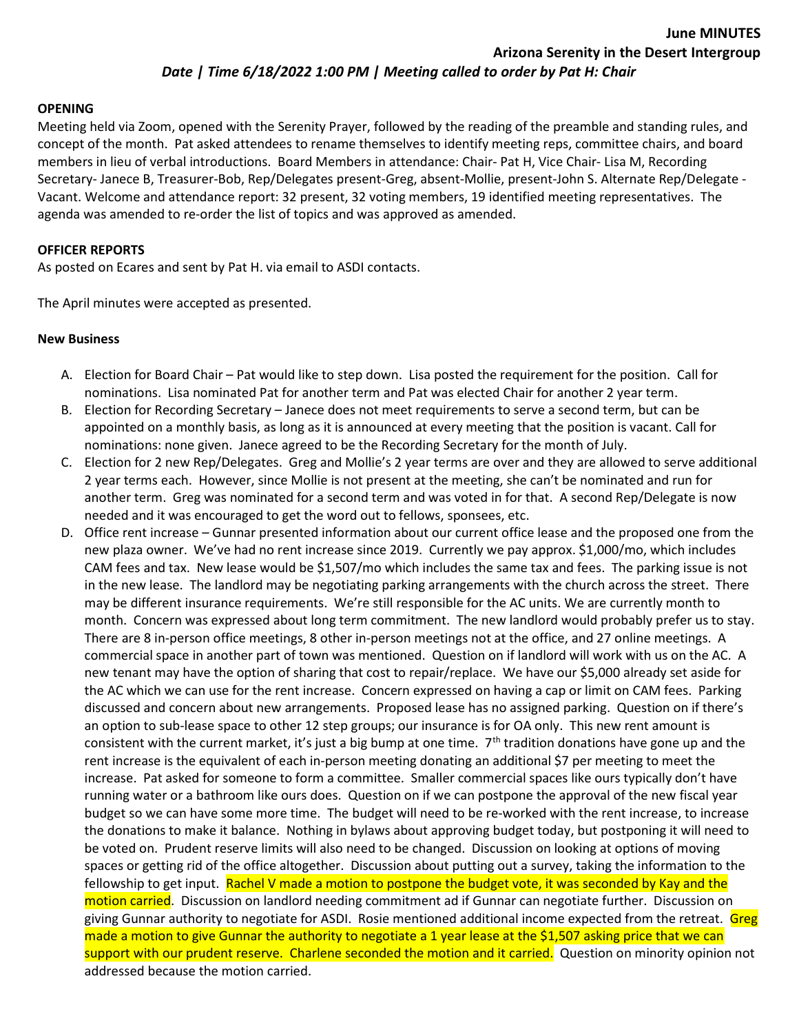**June MINUTES**

**Arizona Serenity in the Desert Intergroup**

***Date | Time 6/18/2022 1:00 PM | Meeting called to order by Pat H: Chair***

**OPENING**

Meeting held via Zoom, opened with the Serenity Prayer, followed by the reading of the preamble and standing rules, and concept of the month. Pat asked attendees to rename themselves to identify meeting reps, committee chairs, and board members in lieu of verbal introductions. Board Members in attendance: Chair- Pat H, Vice Chair- Lisa M, Recording Secretary- Janece B, Treasurer-Bob, Rep/Delegates present-Greg, absent-Mollie, present-John S. Alternate Rep/Delegate - Vacant. Welcome and attendance report: 32 present, 32 voting members, 19 identified meeting representatives. The agenda was amended to re-order the list of topics and was approved as amended.

**OFFICER REPORTS**

As posted on Ecares and sent by Pat H. via email to ASDI contacts.

The April minutes were accepted as presented.

**New Business**

A. Election for Board Chair – Pat would like to step down. Lisa posted the requirement for the position. Call for nominations. Lisa nominated Pat for another term and Pat was elected Chair for another 2 year term.

B. Election for Recording Secretary – Janece does not meet requirements to serve a second term, but can be appointed on a monthly basis, as long as it is announced at every meeting that the position is vacant. Call for nominations: none given. Janece agreed to be the Recording Secretary for the month of July.

C. Election for 2 new Rep/Delegates. Greg and Mollie's 2 year terms are over and they are allowed to serve additional 2 year terms each. However, since Mollie is not present at the meeting, she can't be nominated and run for another term. Greg was nominated for a second term and was voted in for that. A second Rep/Delegate is now needed and it was encouraged to get the word out to fellows, sponsees, etc.

D. Office rent increase – Gunnar presented information about our current office lease and the proposed one from the new plaza owner. We've had no rent increase since 2019. Currently we pay approx. $1,000/mo, which includes CAM fees and tax. New lease would be $1,507/mo which includes the same tax and fees. The parking issue is not in the new lease. The landlord may be negotiating parking arrangements with the church across the street. There may be different insurance requirements. We're still responsible for the AC units. We are currently month to month. Concern was expressed about long term commitment. The new landlord would probably prefer us to stay. There are 8 in-person office meetings, 8 other in-person meetings not at the office, and 27 online meetings. A commercial space in another part of town was mentioned. Question on if landlord will work with us on the AC. A new tenant may have the option of sharing that cost to repair/replace. We have our $5,000 already set aside for the AC which we can use for the rent increase. Concern expressed on having a cap or limit on CAM fees. Parking discussed and concern about new arrangements. Proposed lease has no assigned parking. Question on if there's an option to sub-lease space to other 12 step groups; our insurance is for OA only. This new rent amount is consistent with the current market, it's just a big bump at one time. 7th tradition donations have gone up and the rent increase is the equivalent of each in-person meeting donating an additional $7 per meeting to meet the increase. Pat asked for someone to form a committee. Smaller commercial spaces like ours typically don't have running water or a bathroom like ours does. Question on if we can postpone the approval of the new fiscal year budget so we can have some more time. The budget will need to be re-worked with the rent increase, to increase the donations to make it balance. Nothing in bylaws about approving budget today, but postponing it will need to be voted on. Prudent reserve limits will also need to be changed. Discussion on looking at options of moving spaces or getting rid of the office altogether. Discussion about putting out a survey, taking the information to the fellowship to get input. Rachel V made a motion to postpone the budget vote, it was seconded by Kay and the motion carried. Discussion on landlord needing commitment ad if Gunnar can negotiate further. Discussion on giving Gunnar authority to negotiate for ASDI. Rosie mentioned additional income expected from the retreat. Greg made a motion to give Gunnar the authority to negotiate a 1 year lease at the $1,507 asking price that we can support with our prudent reserve. Charlene seconded the motion and it carried. Question on minority opinion not addressed because the motion carried.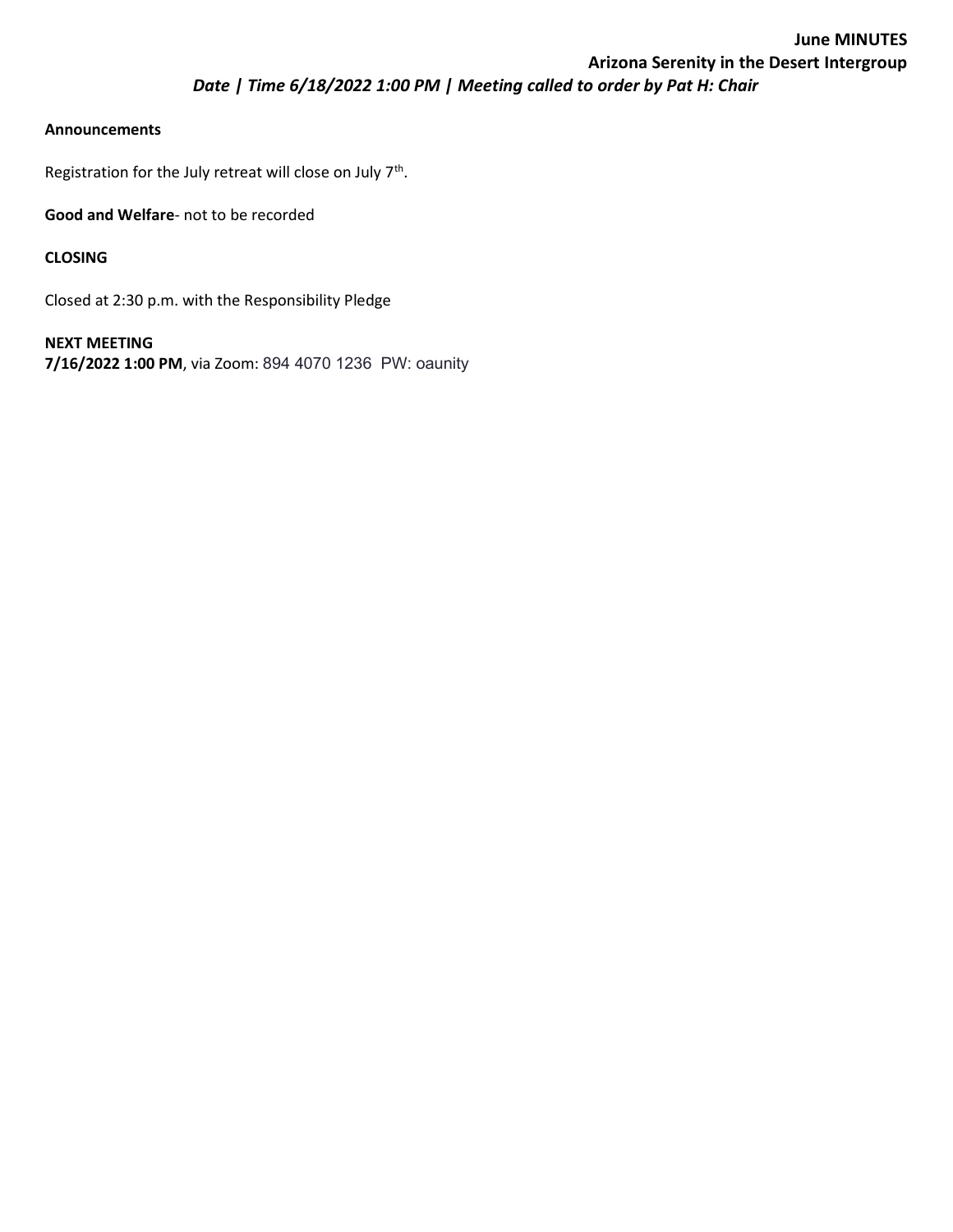**Announcements**

Registration for the July retreat will close on July 7th.

**Good and Welfare**- not to be recorded

**CLOSING**

Closed at 2:30 p.m. with the Responsibility Pledge

**NEXT MEETING**
**7/16/2022 1:00 PM**, via Zoom: 894 4070 1236 PW: oaunity